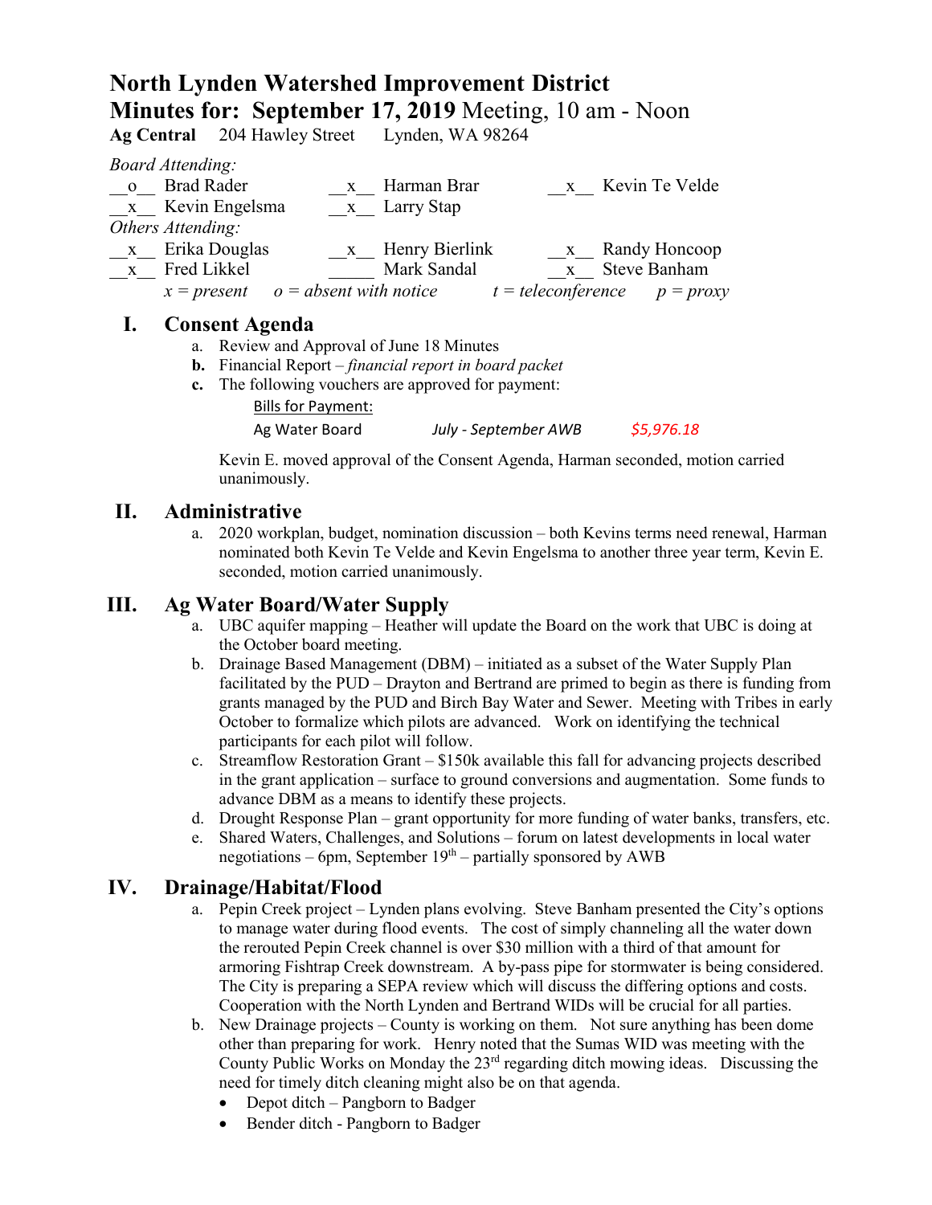# North Lynden Watershed Improvement District

## Minutes for: September 17, 2019 Meeting, 10 am - Noon

**Ag Central** 204 Hawley Street Lynden, WA 98264

*Board Attending:*

| | | |
|---|---|---|
| __o__ Brad Rader | __x__ Harman Brar | __x__ Kevin Te Velde |
| __x__ Kevin Engelsma | __x__ Larry Stap | |

*Others Attending:*

| | | |
|---|---|---|
| __x__ Erika Douglas | __x__ Henry Bierlink | __x__ Randy Honcoop |
| __x__ Fred Likkel | _____ Mark Sandal | __x__ Steve Banham |

*x = present o = absent with notice t = teleconference p = proxy*

## I. Consent Agenda

a. Review and Approval of June 18 Minutes

**b.** Financial Report – *financial report in board packet*

**c.** The following vouchers are approved for payment:

Bills for Payment:

| | | |
|---|---|---|
| Ag Water Board | *July - September AWB* | *$5,976.18* |

Kevin E. moved approval of the Consent Agenda, Harman seconded, motion carried unanimously.

## II. Administrative

a. 2020 workplan, budget, nomination discussion – both Kevins terms need renewal, Harman nominated both Kevin Te Velde and Kevin Engelsma to another three year term, Kevin E. seconded, motion carried unanimously.

## III. Ag Water Board/Water Supply

a. UBC aquifer mapping – Heather will update the Board on the work that UBC is doing at the October board meeting.

b. Drainage Based Management (DBM) – initiated as a subset of the Water Supply Plan facilitated by the PUD – Drayton and Bertrand are primed to begin as there is funding from grants managed by the PUD and Birch Bay Water and Sewer. Meeting with Tribes in early October to formalize which pilots are advanced. Work on identifying the technical participants for each pilot will follow.

c. Streamflow Restoration Grant – $150k available this fall for advancing projects described in the grant application – surface to ground conversions and augmentation. Some funds to advance DBM as a means to identify these projects.

d. Drought Response Plan – grant opportunity for more funding of water banks, transfers, etc.

e. Shared Waters, Challenges, and Solutions – forum on latest developments in local water negotiations – 6pm, September 19th – partially sponsored by AWB

## IV. Drainage/Habitat/Flood

a. Pepin Creek project – Lynden plans evolving. Steve Banham presented the City's options to manage water during flood events. The cost of simply channeling all the water down the rerouted Pepin Creek channel is over $30 million with a third of that amount for armoring Fishtrap Creek downstream. A by-pass pipe for stormwater is being considered. The City is preparing a SEPA review which will discuss the differing options and costs. Cooperation with the North Lynden and Bertrand WIDs will be crucial for all parties.

b. New Drainage projects – County is working on them. Not sure anything has been dome other than preparing for work. Henry noted that the Sumas WID was meeting with the County Public Works on Monday the 23rd regarding ditch mowing ideas. Discussing the need for timely ditch cleaning might also be on that agenda.

- Depot ditch – Pangborn to Badger
- Bender ditch - Pangborn to Badger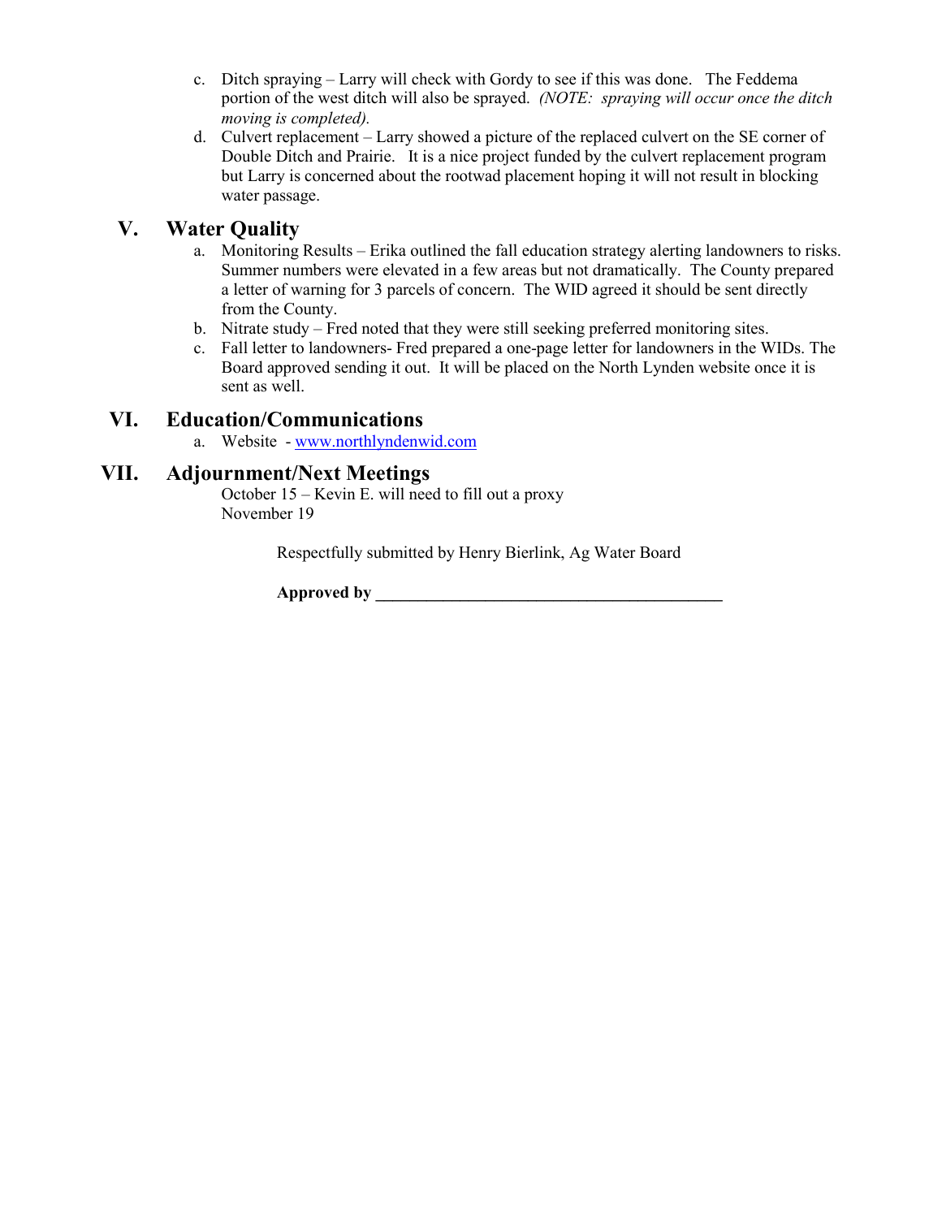c. Ditch spraying – Larry will check with Gordy to see if this was done. The Feddema portion of the west ditch will also be sprayed. *(NOTE: spraying will occur once the ditch moving is completed).*
d. Culvert replacement – Larry showed a picture of the replaced culvert on the SE corner of Double Ditch and Prairie. It is a nice project funded by the culvert replacement program but Larry is concerned about the rootwad placement hoping it will not result in blocking water passage.

## V. Water Quality

a. Monitoring Results – Erika outlined the fall education strategy alerting landowners to risks. Summer numbers were elevated in a few areas but not dramatically. The County prepared a letter of warning for 3 parcels of concern. The WID agreed it should be sent directly from the County.
b. Nitrate study – Fred noted that they were still seeking preferred monitoring sites.
c. Fall letter to landowners- Fred prepared a one-page letter for landowners in the WIDs. The Board approved sending it out. It will be placed on the North Lynden website once it is sent as well.

## VI. Education/Communications

a. Website - www.northlyndenwid.com

## VII. Adjournment/Next Meetings

October 15 – Kevin E. will need to fill out a proxy
November 19

Respectfully submitted by Henry Bierlink, Ag Water Board

**Approved by ________________________________________**